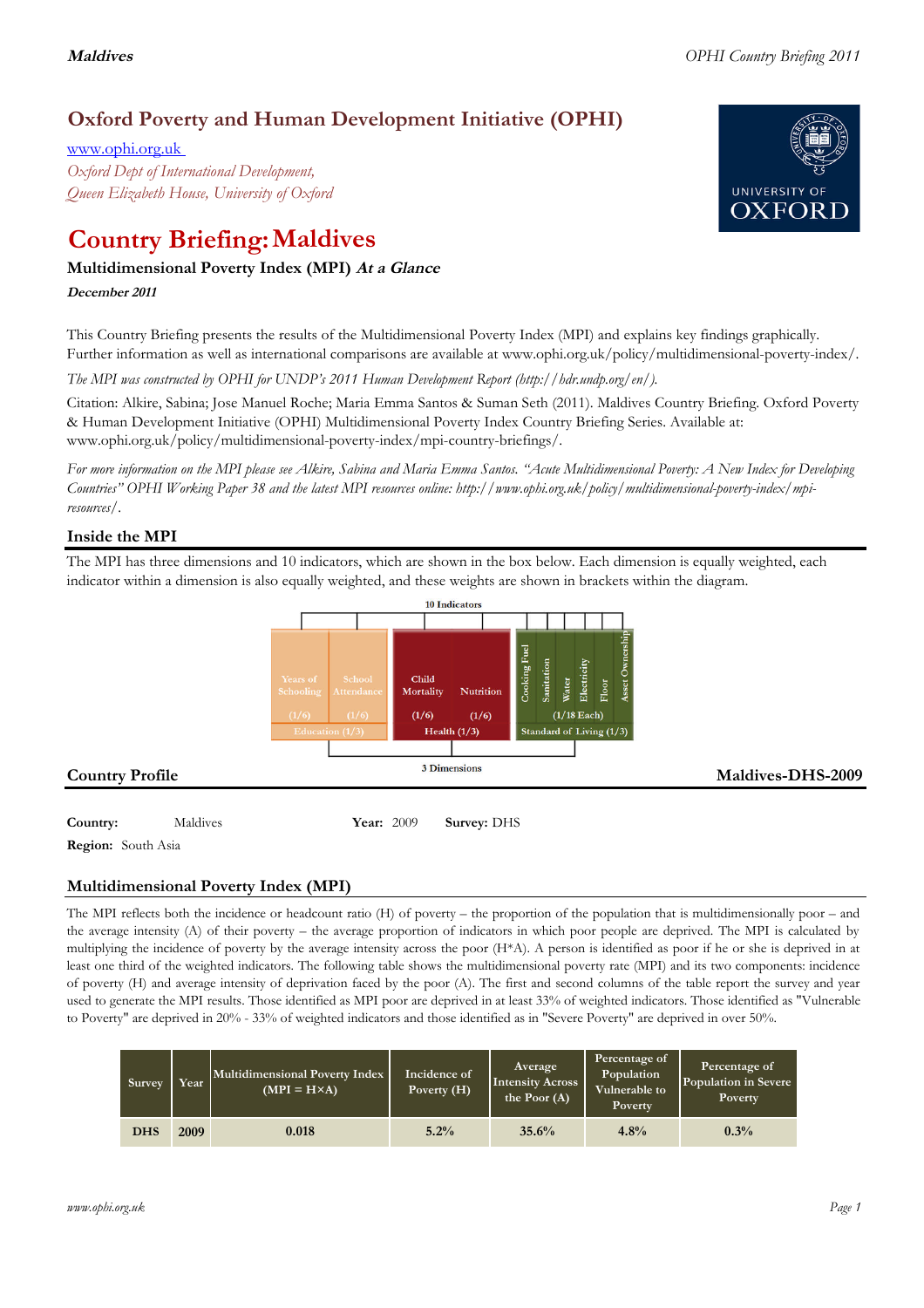## Oxford Poverty and Human Development Initiative (OPHI)

www.ophi.org.uk
*Oxford Dept of International Development,*
*Queen Elizabeth House, University of Oxford*

UNIVERSITY OF OXFORD

# Country Briefing: Maldives

### Multidimensional Poverty Index (MPI) *At a Glance*

***December 2011***

This Country Briefing presents the results of the Multidimensional Poverty Index (MPI) and explains key findings graphically. Further information as well as international comparisons are available at www.ophi.org.uk/policy/multidimensional-poverty-index/.

*The MPI was constructed by OPHI for UNDP's 2011 Human Development Report (http://hdr.undp.org/en/).*

Citation: Alkire, Sabina; Jose Manuel Roche; Maria Emma Santos & Suman Seth (2011). Maldives Country Briefing. Oxford Poverty & Human Development Initiative (OPHI) Multidimensional Poverty Index Country Briefing Series. Available at: www.ophi.org.uk/policy/multidimensional-poverty-index/mpi-country-briefings/.

*For more information on the MPI please see Alkire, Sabina and Maria Emma Santos. "Acute Multidimensional Poverty: A New Index for Developing Countries" OPHI Working Paper 38 and the latest MPI resources online: http://www.ophi.org.uk/policy/multidimensional-poverty-index/mpi-resources/.*

## Inside the MPI

The MPI has three dimensions and 10 indicators, which are shown in the box below. Each dimension is equally weighted, each indicator within a dimension is also equally weighted, and these weights are shown in brackets within the diagram.

10 Indicators

| Education (1/3) | | Health (1/3) | | Standard of Living (1/3) | | | | | |
|---|---|---|---|---|---|---|---|---|---|
| Years of Schooling (1/6) | School Attendance (1/6) | Child Mortality (1/6) | Nutrition (1/6) | Cooking Fuel | Sanitation | Water | Electricity | Floor | Asset Ownership |
| | | | | (1/18 Each) | | | | | |

3 Dimensions

## Country Profile

**Maldives-DHS-2009**

**Country:** Maldives **Year:** 2009 **Survey:** DHS
**Region:** South Asia

## Multidimensional Poverty Index (MPI)

The MPI reflects both the incidence or headcount ratio (H) of poverty – the proportion of the population that is multidimensionally poor – and the average intensity (A) of their poverty – the average proportion of indicators in which poor people are deprived. The MPI is calculated by multiplying the incidence of poverty by the average intensity across the poor (H\*A). A person is identified as poor if he or she is deprived in at least one third of the weighted indicators. The following table shows the multidimensional poverty rate (MPI) and its two components: incidence of poverty (H) and average intensity of deprivation faced by the poor (A). The first and second columns of the table report the survey and year used to generate the MPI results. Those identified as MPI poor are deprived in at least 33% of weighted indicators. Those identified as "Vulnerable to Poverty" are deprived in 20% - 33% of weighted indicators and those identified as in "Severe Poverty" are deprived in over 50%.

| Survey | Year | Multidimensional Poverty Index (MPI = H×A) | Incidence of Poverty (H) | Average Intensity Across the Poor (A) | Percentage of Population Vulnerable to Poverty | Percentage of Population in Severe Poverty |
|---|---|---|---|---|---|---|
| DHS | 2009 | 0.018 | 5.2% | 35.6% | 4.8% | 0.3% |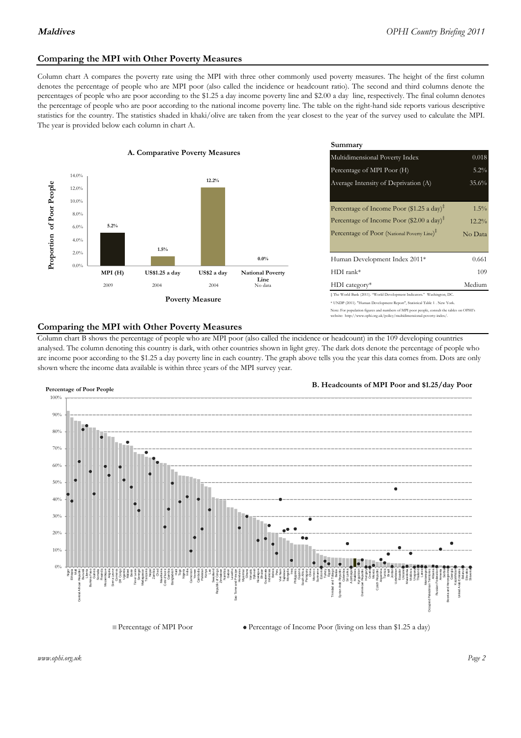## Comparing the MPI with Other Poverty Measures

Column chart A compares the poverty rate using the MPI with three other commonly used poverty measures. The height of the first column denotes the percentage of people who are MPI poor (also called the incidence or headcount ratio). The second and third columns denote the percentages of people who are poor according to the $1.25 a day income poverty line and $2.00 a day line, respectively. The final column denotes the percentage of people who are poor according to the national income poverty line. The table on the right-hand side reports various descriptive statistics for the country. The statistics shaded in khaki/olive are taken from the year closest to the year of the survey used to calculate the MPI. The year is provided below each column in chart A.

**A. Comparative Poverty Measures**

| Poverty Measure | Proportion of Poor People | Year |
|---|---|---|
| MPI (H) | 5.2% | 2009 |
| US$1.25 a day | 1.5% | 2004 |
| US$2 a day | 12.2% | 2004 |
| National Poverty Line | 0.0% | No data |

**Summary**

| | |
|---|---|
| Multidimensional Poverty Index | 0.018 |
| Percentage of MPI Poor (H) | 5.2% |
| Average Intensity of Deprivation (A) | 35.6% |
| Percentage of Income Poor ($1.25 a day)‡ | 1.5% |
| Percentage of Income Poor ($2.00 a day)‡ | 12.2% |
| Percentage of Poor (National Poverty Line)‡ | No Data |
| Human Development Index 2011* | 0.661 |
| HDI rank* | 109 |
| HDI category* | Medium |

‡ The World Bank (2011). "World Development Indicators." Washington, DC.

\* UNDP (2011). "Human Development Report", Statistical Table 1 . New York.

Note: For population figures and numbers of MPI poor people, consult the tables on OPHI's website: http://www.ophi.org.uk/policy/multidimensional-poverty-index/.

## Comparing the MPI with Other Poverty Measures

Column chart B shows the percentage of people who are MPI poor (also called the incidence or headcount) in the 109 developing countries analysed. The column denoting this country is dark, with other countries shown in light grey. The dark dots denote the percentage of people who are income poor according to the $1.25 a day poverty line in each country. The graph above tells you the year this data comes from. Dots are only shown where the income data available is within three years of the MPI survey year.

**B. Headcounts of MPI Poor and $1.25/day Poor**

Percentage of Poor People

■ Percentage of MPI Poor ● Percentage of Income Poor (living on less than $1.25 a day)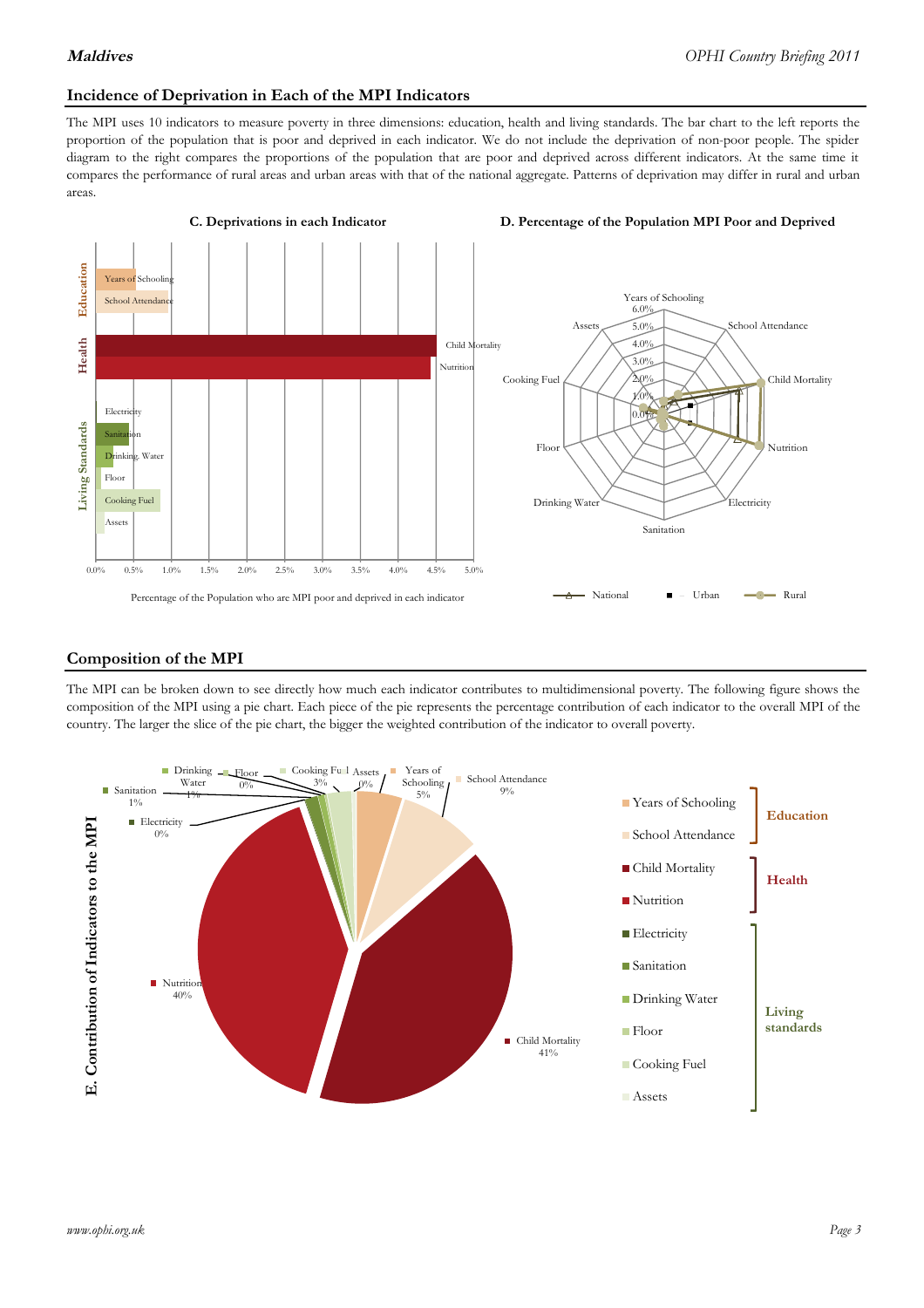## Incidence of Deprivation in Each of the MPI Indicators

The MPI uses 10 indicators to measure poverty in three dimensions: education, health and living standards. The bar chart to the left reports the proportion of the population that is poor and deprived in each indicator. We do not include the deprivation of non-poor people. The spider diagram to the right compares the proportions of the population that are poor and deprived across different indicators. At the same time it compares the performance of rural areas and urban areas with that of the national aggregate. Patterns of deprivation may differ in rural and urban areas.

**C. Deprivations in each Indicator**

Percentage of the Population who are MPI poor and deprived in each indicator

**D. Percentage of the Population MPI Poor and Deprived**

## Composition of the MPI

The MPI can be broken down to see directly how much each indicator contributes to multidimensional poverty. The following figure shows the composition of the MPI using a pie chart. Each piece of the pie represents the percentage contribution of each indicator to the overall MPI of the country. The larger the slice of the pie chart, the bigger the weighted contribution of the indicator to overall poverty.

**E. Contribution of Indicators to the MPI**

| Dimension | Indicator | Contribution |
|---|---|---|
| Education | Years of Schooling | 5% |
| Education | School Attendance | 9% |
| Health | Child Mortality | 41% |
| Health | Nutrition | 40% |
| Living standards | Electricity | 0% |
| Living standards | Sanitation | 1% |
| Living standards | Drinking Water | 1% |
| Living standards | Floor | 0% |
| Living standards | Cooking Fuel | 3% |
| Living standards | Assets | 0% |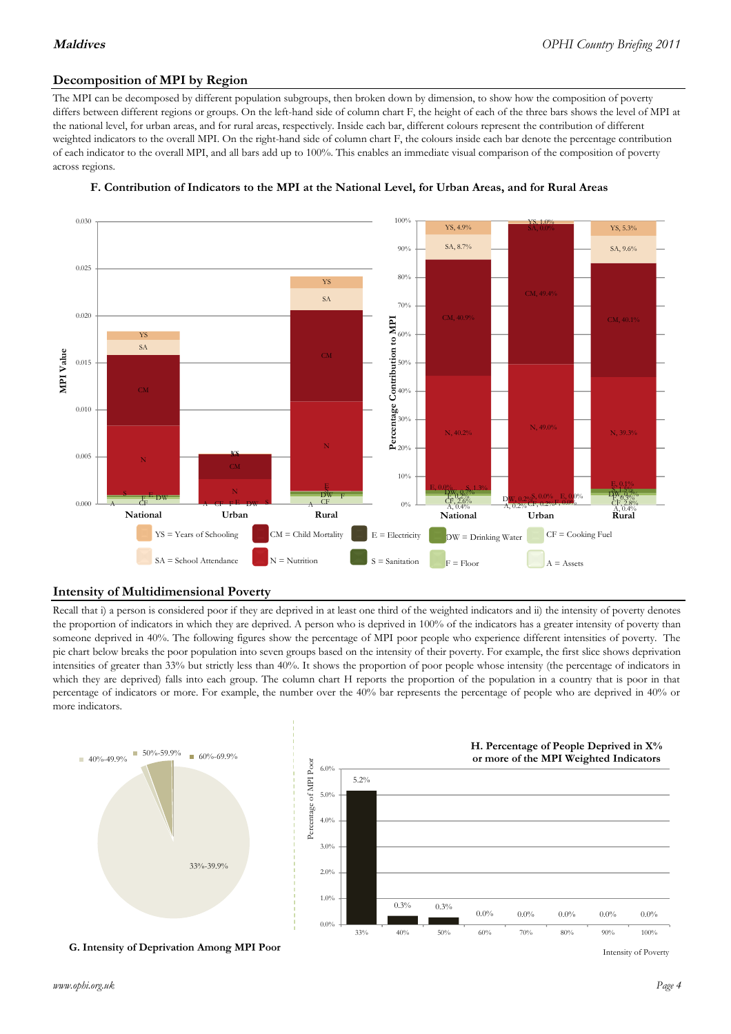## Decomposition of MPI by Region

The MPI can be decomposed by different population subgroups, then broken down by dimension, to show how the composition of poverty differs between different regions or groups. On the left-hand side of column chart F, the height of each of the three bars shows the level of MPI at the national level, for urban areas, and for rural areas, respectively. Inside each bar, different colours represent the contribution of different weighted indicators to the overall MPI. On the right-hand side of column chart F, the colours inside each bar denote the percentage contribution of each indicator to the overall MPI, and all bars add up to 100%. This enables an immediate visual comparison of the composition of poverty across regions.

**F. Contribution of Indicators to the MPI at the National Level, for Urban Areas, and for Rural Areas**

MPI Value
0.030
0.025
0.020
0.015
0.010
0.005
0.000
National
Urban
Rural

Percentage Contribution to MPI
100%
90%
80%
70%
60%
50%
40%
30%
20%
10%
0%

National: YS, 4.9%; SA, 8.7%; CM, 40.9%; N, 40.2%; E, 0.0%; S, 1.3%; DW, 0.7%; F, 0.2%; CF, 2.6%; A, 0.4%
Urban: YS, 1.0%; SA, 0.0%; CM, 49.4%; N, 49.0%; DW, 0.2%; S, 0.0%; E, 0.0%; F, 0.2%; CF, 0.2%; A, 0.2%
Rural: YS, 5.3%; SA, 9.6%; CM, 40.1%; N, 39.3%; E, 0.1%; S, 1.5%; DW, 0.8%; F, 0.3%; CF, 2.8%; A, 0.4%

YS = Years of Schooling
CM = Child Mortality
E = Electricity
DW = Drinking Water
CF = Cooking Fuel
SA = School Attendance
N = Nutrition
S = Sanitation
F = Floor
A = Assets

## Intensity of Multidimensional Poverty

Recall that i) a person is considered poor if they are deprived in at least one third of the weighted indicators and ii) the intensity of poverty denotes the proportion of indicators in which they are deprived. A person who is deprived in 100% of the indicators has a greater intensity of poverty than someone deprived in 40%. The following figures show the percentage of MPI poor people who experience different intensities of poverty. The pie chart below breaks the poor population into seven groups based on the intensity of their poverty. For example, the first slice shows deprivation intensities of greater than 33% but strictly less than 40%. It shows the proportion of poor people whose intensity (the percentage of indicators in which they are deprived) falls into each group. The column chart H reports the proportion of the population in a country that is poor in that percentage of indicators or more. For example, the number over the 40% bar represents the percentage of people who are deprived in 40% or more indicators.

40%-49.9%
50%-59.9%
60%-69.9%
33%-39.9%

**G. Intensity of Deprivation Among MPI Poor**

**H. Percentage of People Deprived in X% or more of the MPI Weighted Indicators**

Percentage of MPI Poor
6.0%
5.0%
4.0%
3.0%
2.0%
1.0%
0.0%
5.2%
0.3%
0.3%
0.0%
0.0%
0.0%
0.0%
0.0%
33%
40%
50%
60%
70%
80%
90%
100%
Intensity of Poverty